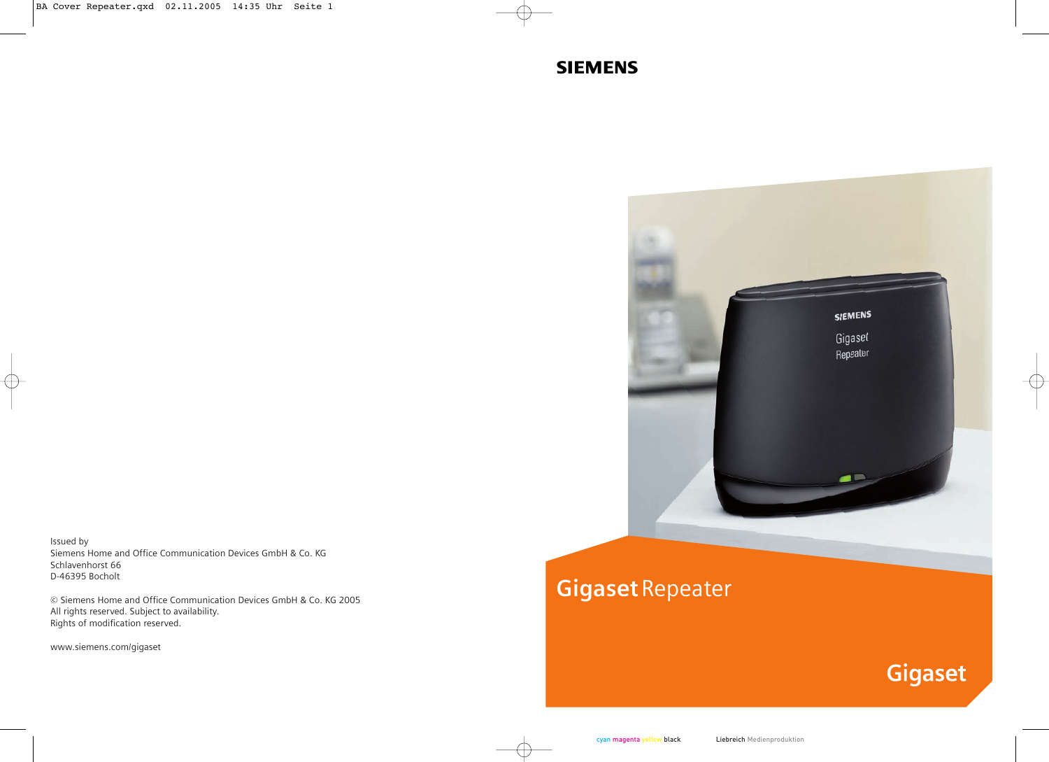SIEMENS

# Gigaset Repeater

Gigaset

Issued by
Siemens Home and Office Communication Devices GmbH & Co. KG
Schlavenhorst 66
D-46395 Bocholt

© Siemens Home and Office Communication Devices GmbH & Co. KG 2005
All rights reserved. Subject to availability.
Rights of modification reserved.

www.siemens.com/gigaset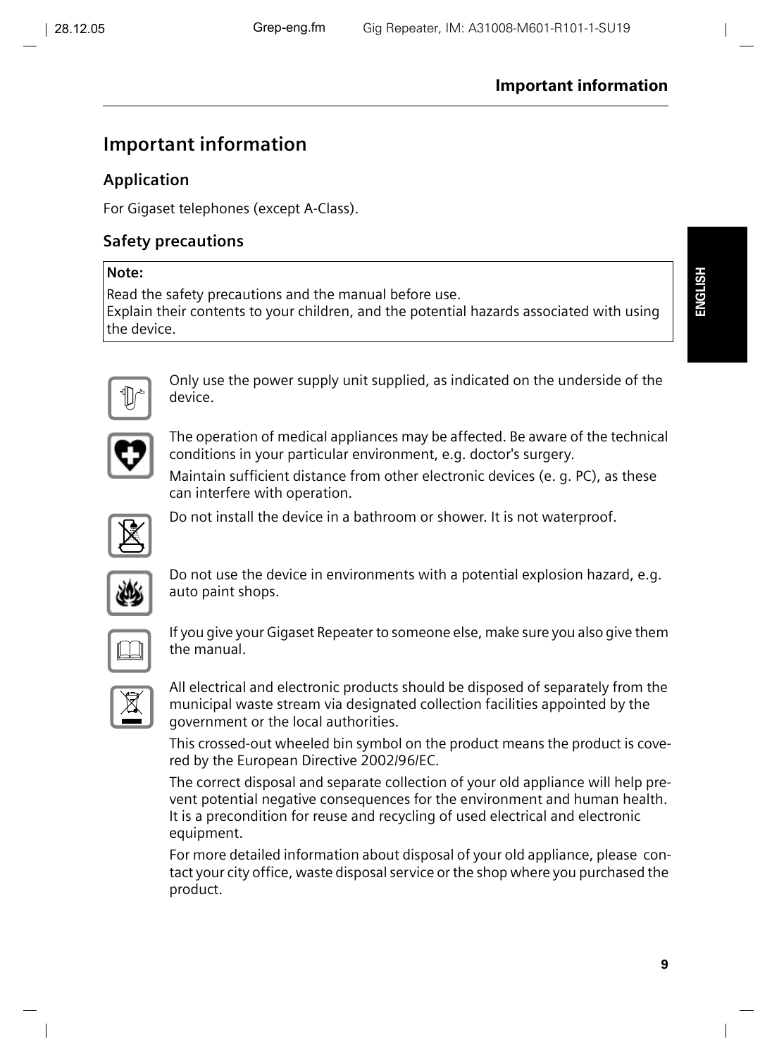# Important information

## Application

For Gigaset telephones (except A-Class).

## Safety precautions

**Note:**

Read the safety precautions and the manual before use.
Explain their contents to your children, and the potential hazards associated with using the device.

Only use the power supply unit supplied, as indicated on the underside of the device.

The operation of medical appliances may be affected. Be aware of the technical conditions in your particular environment, e.g. doctor's surgery.

Maintain sufficient distance from other electronic devices (e. g. PC), as these can interfere with operation.

Do not install the device in a bathroom or shower. It is not waterproof.

Do not use the device in environments with a potential explosion hazard, e.g. auto paint shops.

If you give your Gigaset Repeater to someone else, make sure you also give them the manual.

All electrical and electronic products should be disposed of separately from the municipal waste stream via designated collection facilities appointed by the government or the local authorities.

This crossed-out wheeled bin symbol on the product means the product is covered by the European Directive 2002/96/EC.

The correct disposal and separate collection of your old appliance will help prevent potential negative consequences for the environment and human health. It is a precondition for reuse and recycling of used electrical and electronic equipment.

For more detailed information about disposal of your old appliance, please contact your city office, waste disposal service or the shop where you purchased the product.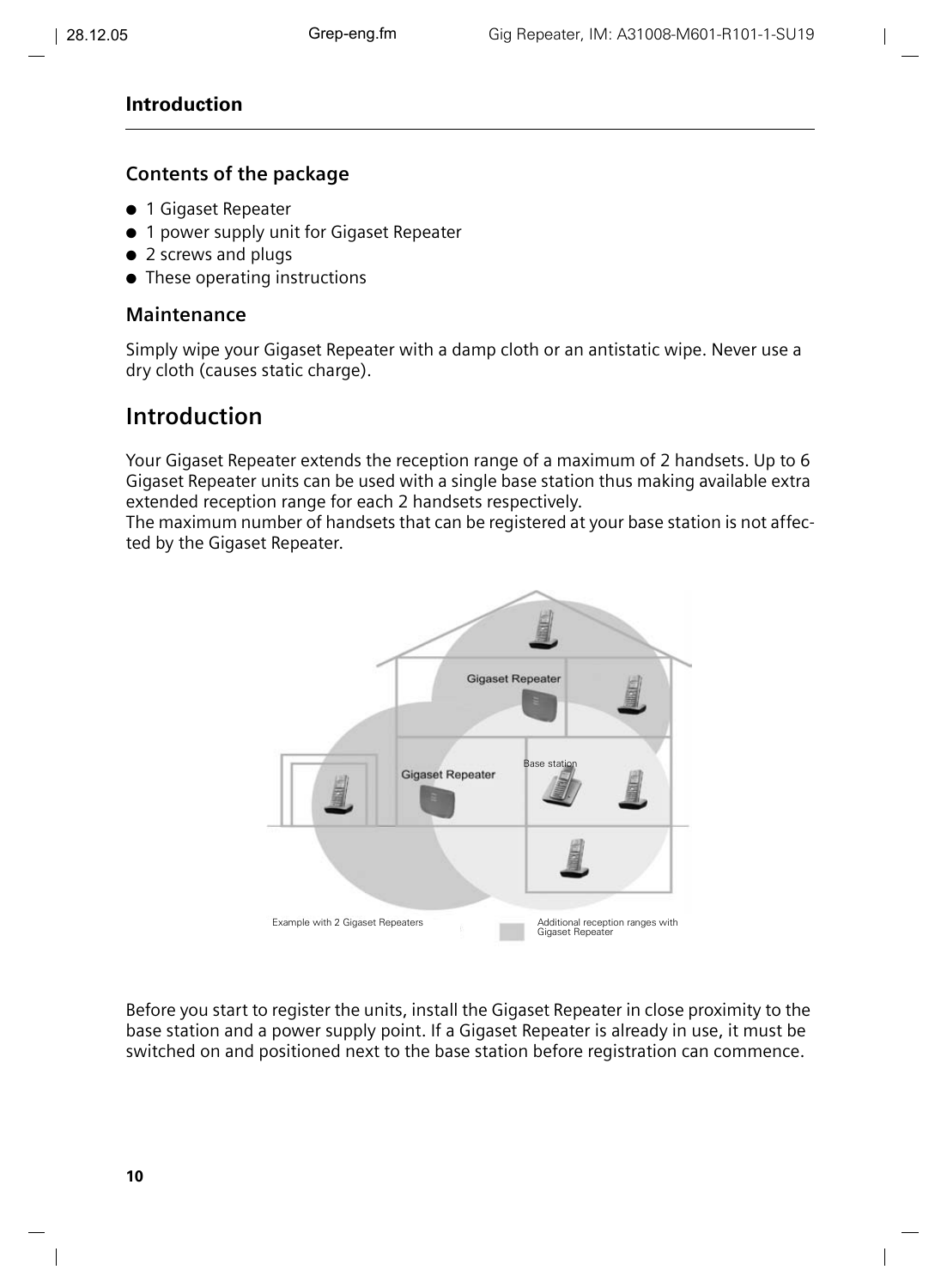## Contents of the package

- 1 Gigaset Repeater
- 1 power supply unit for Gigaset Repeater
- 2 screws and plugs
- These operating instructions

## Maintenance

Simply wipe your Gigaset Repeater with a damp cloth or an antistatic wipe. Never use a dry cloth (causes static charge).

# Introduction

Your Gigaset Repeater extends the reception range of a maximum of 2 handsets. Up to 6 Gigaset Repeater units can be used with a single base station thus making available extra extended reception range for each 2 handsets respectively.
The maximum number of handsets that can be registered at your base station is not affected by the Gigaset Repeater.

Example with 2 Gigaset Repeaters — Additional reception ranges with Gigaset Repeater

Before you start to register the units, install the Gigaset Repeater in close proximity to the base station and a power supply point. If a Gigaset Repeater is already in use, it must be switched on and positioned next to the base station before registration can commence.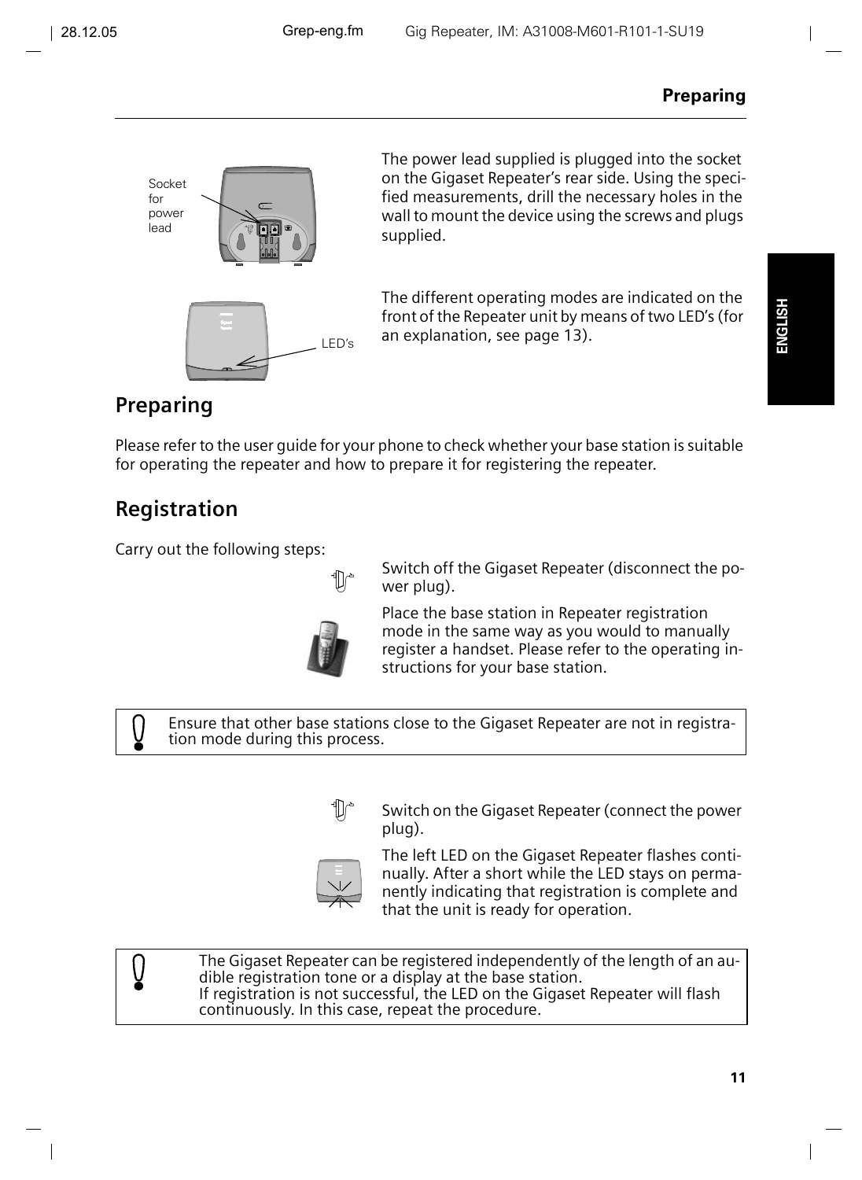Socket for power lead

The power lead supplied is plugged into the socket on the Gigaset Repeater's rear side. Using the specified measurements, drill the necessary holes in the wall to mount the device using the screws and plugs supplied.

LED's

The different operating modes are indicated on the front of the Repeater unit by means of two LED's (for an explanation, see page 13).

## Preparing

Please refer to the user guide for your phone to check whether your base station is suitable for operating the repeater and how to prepare it for registering the repeater.

## Registration

Carry out the following steps:

Switch off the Gigaset Repeater (disconnect the power plug).

Place the base station in Repeater registration mode in the same way as you would to manually register a handset. Please refer to the operating instructions for your base station.

> Ensure that other base stations close to the Gigaset Repeater are not in registration mode during this process.

Switch on the Gigaset Repeater (connect the power plug).

The left LED on the Gigaset Repeater flashes continually. After a short while the LED stays on permanently indicating that registration is complete and that the unit is ready for operation.

> The Gigaset Repeater can be registered independently of the length of an audible registration tone or a display at the base station.
> If registration is not successful, the LED on the Gigaset Repeater will flash continuously. In this case, repeat the procedure.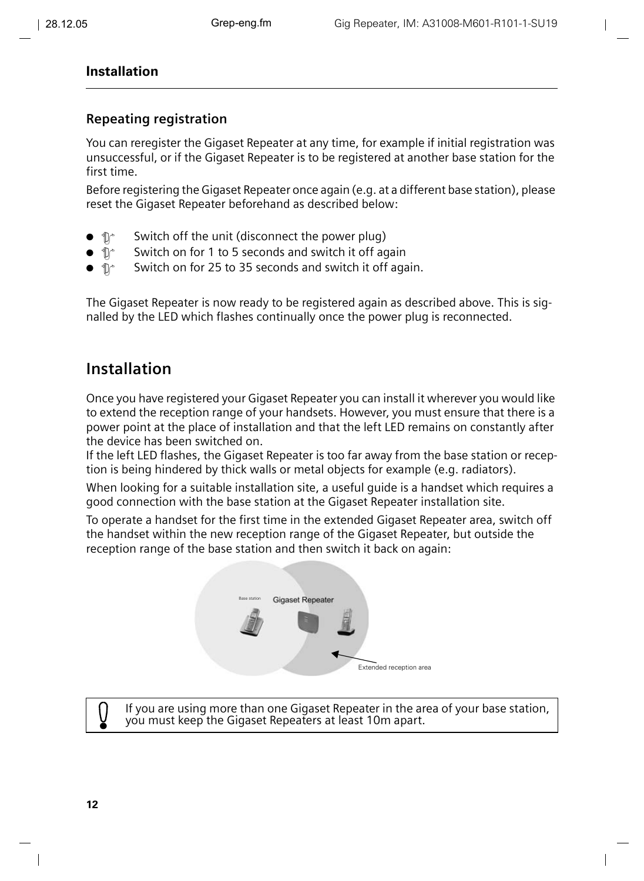## Repeating registration

You can reregister the Gigaset Repeater at any time, for example if initial registration was unsuccessful, or if the Gigaset Repeater is to be registered at another base station for the first time.

Before registering the Gigaset Repeater once again (e.g. at a different base station), please reset the Gigaset Repeater beforehand as described below:

- Switch off the unit (disconnect the power plug)
- Switch on for 1 to 5 seconds and switch it off again
- Switch on for 25 to 35 seconds and switch it off again.

The Gigaset Repeater is now ready to be registered again as described above. This is signalled by the LED which flashes continually once the power plug is reconnected.

# Installation

Once you have registered your Gigaset Repeater you can install it wherever you would like to extend the reception range of your handsets. However, you must ensure that there is a power point at the place of installation and that the left LED remains on constantly after the device has been switched on.

If the left LED flashes, the Gigaset Repeater is too far away from the base station or reception is being hindered by thick walls or metal objects for example (e.g. radiators).

When looking for a suitable installation site, a useful guide is a handset which requires a good connection with the base station at the Gigaset Repeater installation site.

To operate a handset for the first time in the extended Gigaset Repeater area, switch off the handset within the new reception range of the Gigaset Repeater, but outside the reception range of the base station and then switch it back on again:

Base station | Gigaset Repeater | Extended reception area

> If you are using more than one Gigaset Repeater in the area of your base station, you must keep the Gigaset Repeaters at least 10m apart.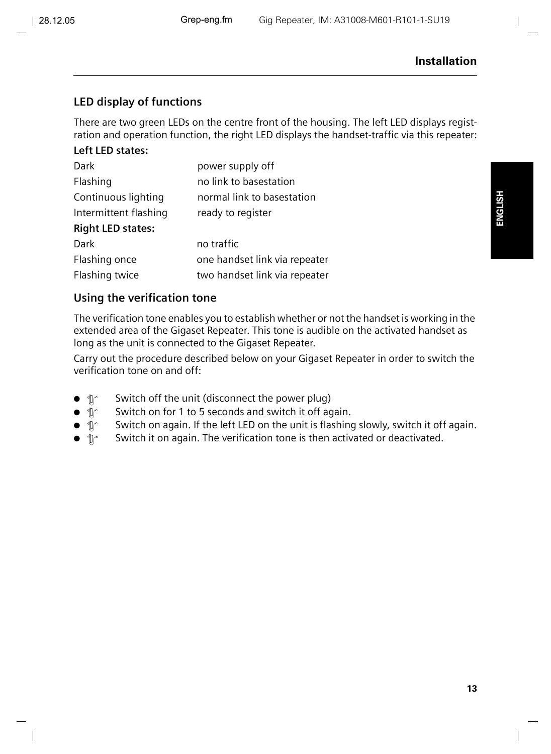## LED display of functions

There are two green LEDs on the centre front of the housing. The left LED displays registration and operation function, the right LED displays the handset-traffic via this repeater:

**Left LED states:**

| | |
|---|---|
| Dark | power supply off |
| Flashing | no link to basestation |
| Continuous lighting | normal link to basestation |
| Intermittent flashing | ready to register |

**Right LED states:**

| | |
|---|---|
| Dark | no traffic |
| Flashing once | one handset link via repeater |
| Flashing twice | two handset link via repeater |

## Using the verification tone

The verification tone enables you to establish whether or not the handset is working in the extended area of the Gigaset Repeater. This tone is audible on the activated handset as long as the unit is connected to the Gigaset Repeater.

Carry out the procedure described below on your Gigaset Repeater in order to switch the verification tone on and off:

- Switch off the unit (disconnect the power plug)
- Switch on for 1 to 5 seconds and switch it off again.
- Switch on again. If the left LED on the unit is flashing slowly, switch it off again.
- Switch it on again. The verification tone is then activated or deactivated.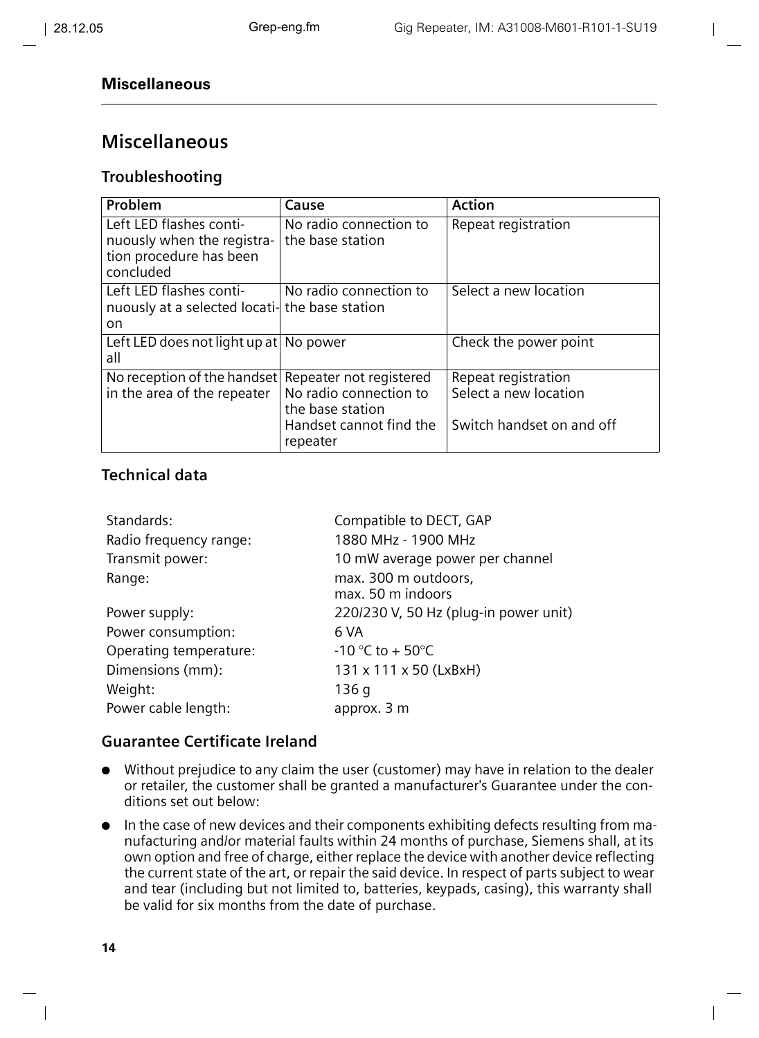## Miscellaneous

### Troubleshooting

| Problem | Cause | Action |
|---|---|---|
| Left LED flashes continuously when the registration procedure has been concluded | No radio connection to the base station | Repeat registration |
| Left LED flashes continuously at a selected location | No radio connection to the base station | Select a new location |
| Left LED does not light up at all | No power | Check the power point |
| No reception of the handset in the area of the repeater | Repeater not registered<br>No radio connection to the base station<br>Handset cannot find the repeater | Repeat registration<br>Select a new location<br><br>Switch handset on and off |

### Technical data

| | |
|---|---|
| Standards: | Compatible to DECT, GAP |
| Radio frequency range: | 1880 MHz - 1900 MHz |
| Transmit power: | 10 mW average power per channel |
| Range: | max. 300 m outdoors,<br>max. 50 m indoors |
| Power supply: | 220/230 V, 50 Hz (plug-in power unit) |
| Power consumption: | 6 VA |
| Operating temperature: | -10 °C to + 50°C |
| Dimensions (mm): | 131 x 111 x 50 (LxBxH) |
| Weight: | 136 g |
| Power cable length: | approx. 3 m |

### Guarantee Certificate Ireland

- Without prejudice to any claim the user (customer) may have in relation to the dealer or retailer, the customer shall be granted a manufacturer's Guarantee under the conditions set out below:
- In the case of new devices and their components exhibiting defects resulting from manufacturing and/or material faults within 24 months of purchase, Siemens shall, at its own option and free of charge, either replace the device with another device reflecting the current state of the art, or repair the said device. In respect of parts subject to wear and tear (including but not limited to, batteries, keypads, casing), this warranty shall be valid for six months from the date of purchase.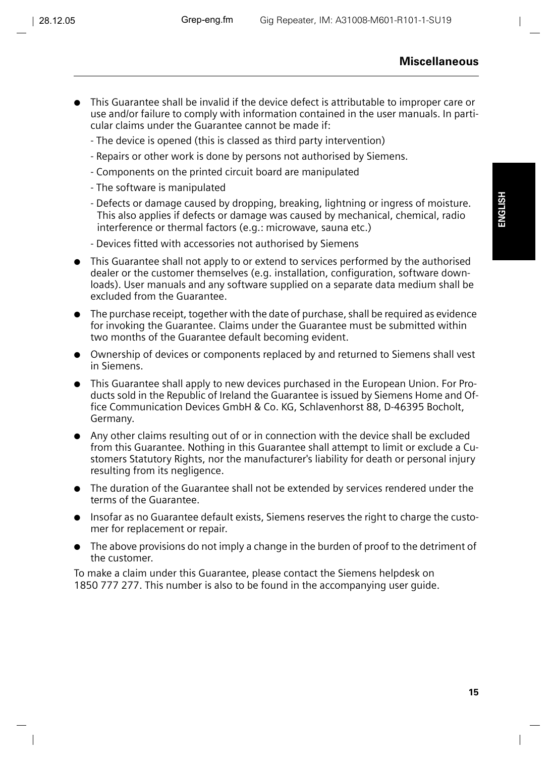## Miscellaneous

- This Guarantee shall be invalid if the device defect is attributable to improper care or use and/or failure to comply with information contained in the user manuals. In particular claims under the Guarantee cannot be made if:
  - The device is opened (this is classed as third party intervention)
  - Repairs or other work is done by persons not authorised by Siemens.
  - Components on the printed circuit board are manipulated
  - The software is manipulated
  - Defects or damage caused by dropping, breaking, lightning or ingress of moisture. This also applies if defects or damage was caused by mechanical, chemical, radio interference or thermal factors (e.g.: microwave, sauna etc.)
  - Devices fitted with accessories not authorised by Siemens
- This Guarantee shall not apply to or extend to services performed by the authorised dealer or the customer themselves (e.g. installation, configuration, software downloads). User manuals and any software supplied on a separate data medium shall be excluded from the Guarantee.
- The purchase receipt, together with the date of purchase, shall be required as evidence for invoking the Guarantee. Claims under the Guarantee must be submitted within two months of the Guarantee default becoming evident.
- Ownership of devices or components replaced by and returned to Siemens shall vest in Siemens.
- This Guarantee shall apply to new devices purchased in the European Union. For Products sold in the Republic of Ireland the Guarantee is issued by Siemens Home and Office Communication Devices GmbH & Co. KG, Schlavenhorst 88, D-46395 Bocholt, Germany.
- Any other claims resulting out of or in connection with the device shall be excluded from this Guarantee. Nothing in this Guarantee shall attempt to limit or exclude a Customers Statutory Rights, nor the manufacturer's liability for death or personal injury resulting from its negligence.
- The duration of the Guarantee shall not be extended by services rendered under the terms of the Guarantee.
- Insofar as no Guarantee default exists, Siemens reserves the right to charge the customer for replacement or repair.
- The above provisions do not imply a change in the burden of proof to the detriment of the customer.

To make a claim under this Guarantee, please contact the Siemens helpdesk on 1850 777 277. This number is also to be found in the accompanying user guide.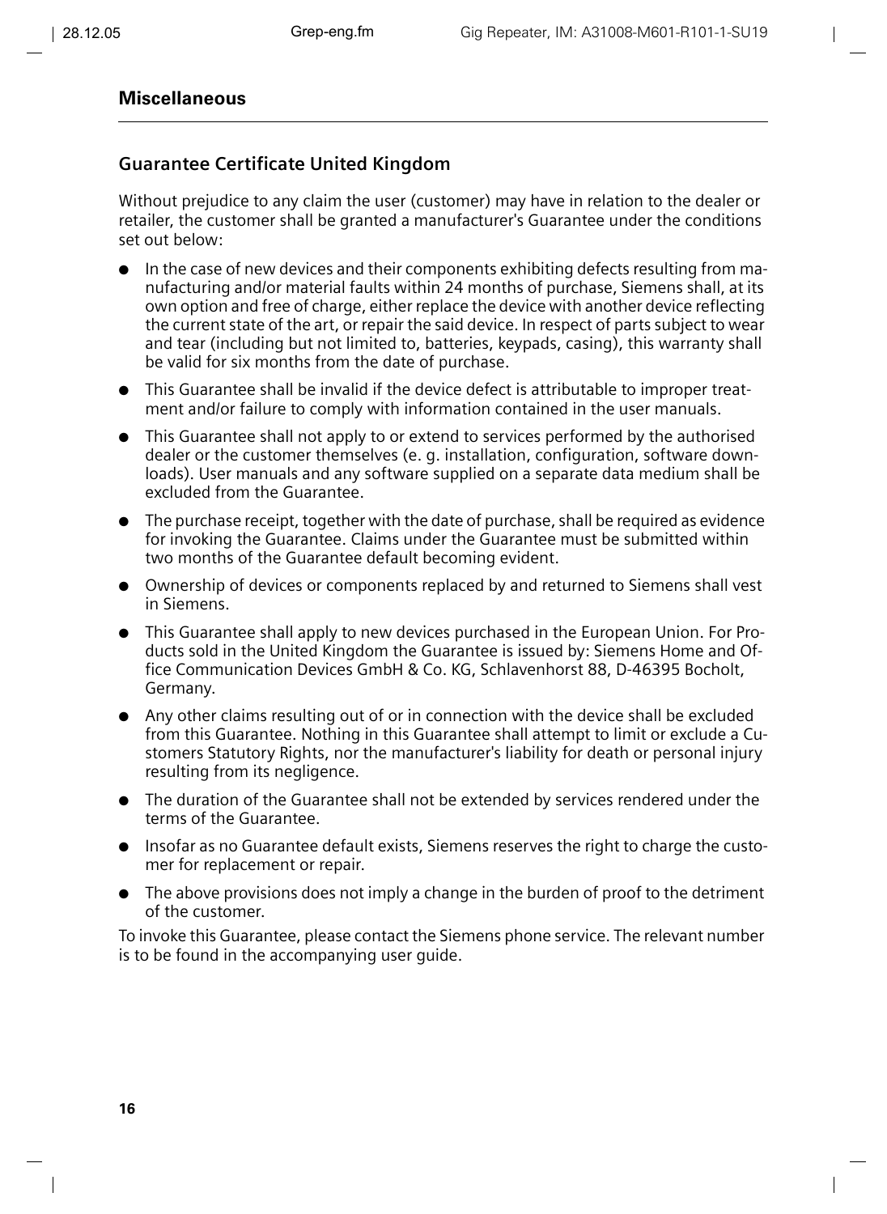## Miscellaneous

### Guarantee Certificate United Kingdom

Without prejudice to any claim the user (customer) may have in relation to the dealer or retailer, the customer shall be granted a manufacturer's Guarantee under the conditions set out below:

- In the case of new devices and their components exhibiting defects resulting from manufacturing and/or material faults within 24 months of purchase, Siemens shall, at its own option and free of charge, either replace the device with another device reflecting the current state of the art, or repair the said device. In respect of parts subject to wear and tear (including but not limited to, batteries, keypads, casing), this warranty shall be valid for six months from the date of purchase.
- This Guarantee shall be invalid if the device defect is attributable to improper treatment and/or failure to comply with information contained in the user manuals.
- This Guarantee shall not apply to or extend to services performed by the authorised dealer or the customer themselves (e. g. installation, configuration, software downloads). User manuals and any software supplied on a separate data medium shall be excluded from the Guarantee.
- The purchase receipt, together with the date of purchase, shall be required as evidence for invoking the Guarantee. Claims under the Guarantee must be submitted within two months of the Guarantee default becoming evident.
- Ownership of devices or components replaced by and returned to Siemens shall vest in Siemens.
- This Guarantee shall apply to new devices purchased in the European Union. For Products sold in the United Kingdom the Guarantee is issued by: Siemens Home and Office Communication Devices GmbH & Co. KG, Schlavenhorst 88, D-46395 Bocholt, Germany.
- Any other claims resulting out of or in connection with the device shall be excluded from this Guarantee. Nothing in this Guarantee shall attempt to limit or exclude a Customers Statutory Rights, nor the manufacturer's liability for death or personal injury resulting from its negligence.
- The duration of the Guarantee shall not be extended by services rendered under the terms of the Guarantee.
- Insofar as no Guarantee default exists, Siemens reserves the right to charge the customer for replacement or repair.
- The above provisions does not imply a change in the burden of proof to the detriment of the customer.

To invoke this Guarantee, please contact the Siemens phone service. The relevant number is to be found in the accompanying user guide.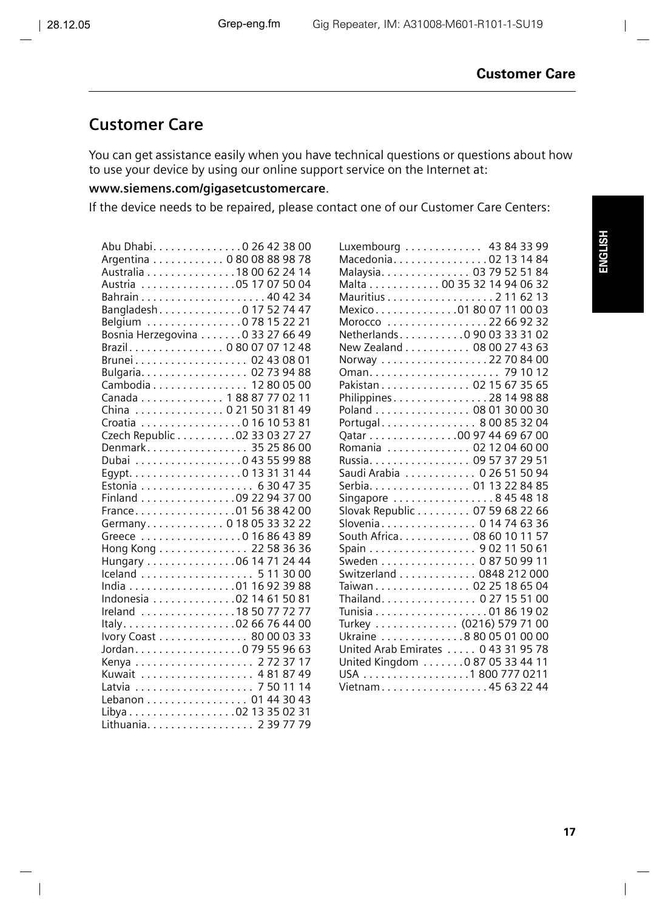## Customer Care

You can get assistance easily when you have technical questions or questions about how to use your device by using our online support service on the Internet at:

**www.siemens.com/gigasetcustomercare**.

If the device needs to be repaired, please contact one of our Customer Care Centers:

| Country | Phone |
|---|---|
| Abu Dhabi | 0 26 42 38 00 |
| Argentina | 0 80 08 88 98 78 |
| Australia | 18 00 62 24 14 |
| Austria | 05 17 07 50 04 |
| Bahrain | 40 42 34 |
| Bangladesh | 0 17 52 74 47 |
| Belgium | 0 78 15 22 21 |
| Bosnia Herzegovina | 0 33 27 66 49 |
| Brazil | 0 80 07 07 12 48 |
| Brunei | 02 43 08 01 |
| Bulgaria | 02 73 94 88 |
| Cambodia | 12 80 05 00 |
| Canada | 1 88 87 77 02 11 |
| China | 0 21 50 31 81 49 |
| Croatia | 0 16 10 53 81 |
| Czech Republic | 02 33 03 27 27 |
| Denmark | 35 25 86 00 |
| Dubai | 0 43 55 99 88 |
| Egypt | 0 13 31 31 44 |
| Estonia | 6 30 47 35 |
| Finland | 09 22 94 37 00 |
| France | 01 56 38 42 00 |
| Germany | 0 18 05 33 32 22 |
| Greece | 0 16 86 43 89 |
| Hong Kong | 22 58 36 36 |
| Hungary | 06 14 71 24 44 |
| Iceland | 5 11 30 00 |
| India | 01 16 92 39 88 |
| Indonesia | 02 14 61 50 81 |
| Ireland | 18 50 77 72 77 |
| Italy | 02 66 76 44 00 |
| Ivory Coast | 80 00 03 33 |
| Jordan | 0 79 55 96 63 |
| Kenya | 2 72 37 17 |
| Kuwait | 4 81 87 49 |
| Latvia | 7 50 11 14 |
| Lebanon | 01 44 30 43 |
| Libya | 02 13 35 02 31 |
| Lithuania | 2 39 77 79 |
| Luxembourg | 43 84 33 99 |
| Macedonia | 02 13 14 84 |
| Malaysia | 03 79 52 51 84 |
| Malta | 00 35 32 14 94 06 32 |
| Mauritius | 2 11 62 13 |
| Mexico | 01 80 07 11 00 03 |
| Morocco | 22 66 92 32 |
| Netherlands | 0 90 03 33 31 02 |
| New Zealand | 08 00 27 43 63 |
| Norway | 22 70 84 00 |
| Oman | 79 10 12 |
| Pakistan | 02 15 67 35 65 |
| Philippines | 28 14 98 88 |
| Poland | 08 01 30 00 30 |
| Portugal | 8 00 85 32 04 |
| Qatar | 00 97 44 69 67 00 |
| Romania | 02 12 04 60 00 |
| Russia | 09 57 37 29 51 |
| Saudi Arabia | 0 26 51 50 94 |
| Serbia | 01 13 22 84 85 |
| Singapore | 8 45 48 18 |
| Slovak Republic | 07 59 68 22 66 |
| Slovenia | 0 14 74 63 36 |
| South Africa | 08 60 10 11 57 |
| Spain | 9 02 11 50 61 |
| Sweden | 0 87 50 99 11 |
| Switzerland | 0848 212 000 |
| Taiwan | 02 25 18 65 04 |
| Thailand | 0 27 15 51 00 |
| Tunisia | 01 86 19 02 |
| Turkey | (0216) 579 71 00 |
| Ukraine | 8 80 05 01 00 00 |
| United Arab Emirates | 0 43 31 95 78 |
| United Kingdom | 0 87 05 33 44 11 |
| USA | 1 800 777 0211 |
| Vietnam | 45 63 22 44 |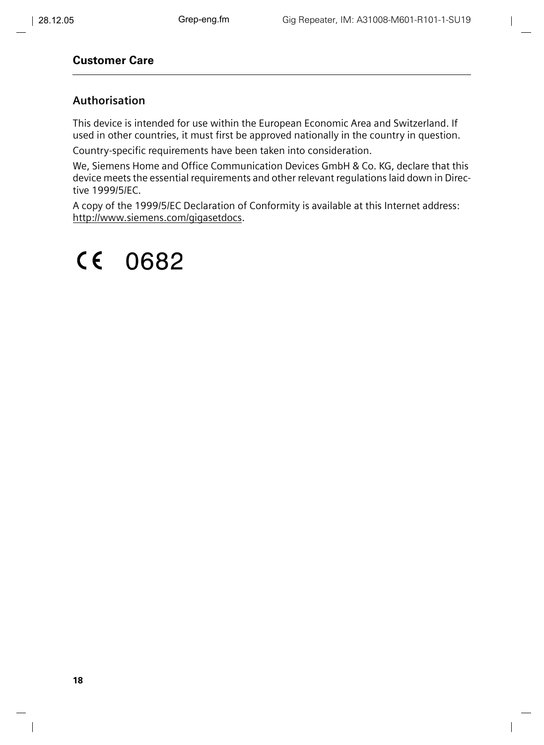**Customer Care**

## Authorisation

This device is intended for use within the European Economic Area and Switzerland. If used in other countries, it must first be approved nationally in the country in question.

Country-specific requirements have been taken into consideration.

We, Siemens Home and Office Communication Devices GmbH & Co. KG, declare that this device meets the essential requirements and other relevant regulations laid down in Directive 1999/5/EC.

A copy of the 1999/5/EC Declaration of Conformity is available at this Internet address: http://www.siemens.com/gigasetdocs.

CE 0682